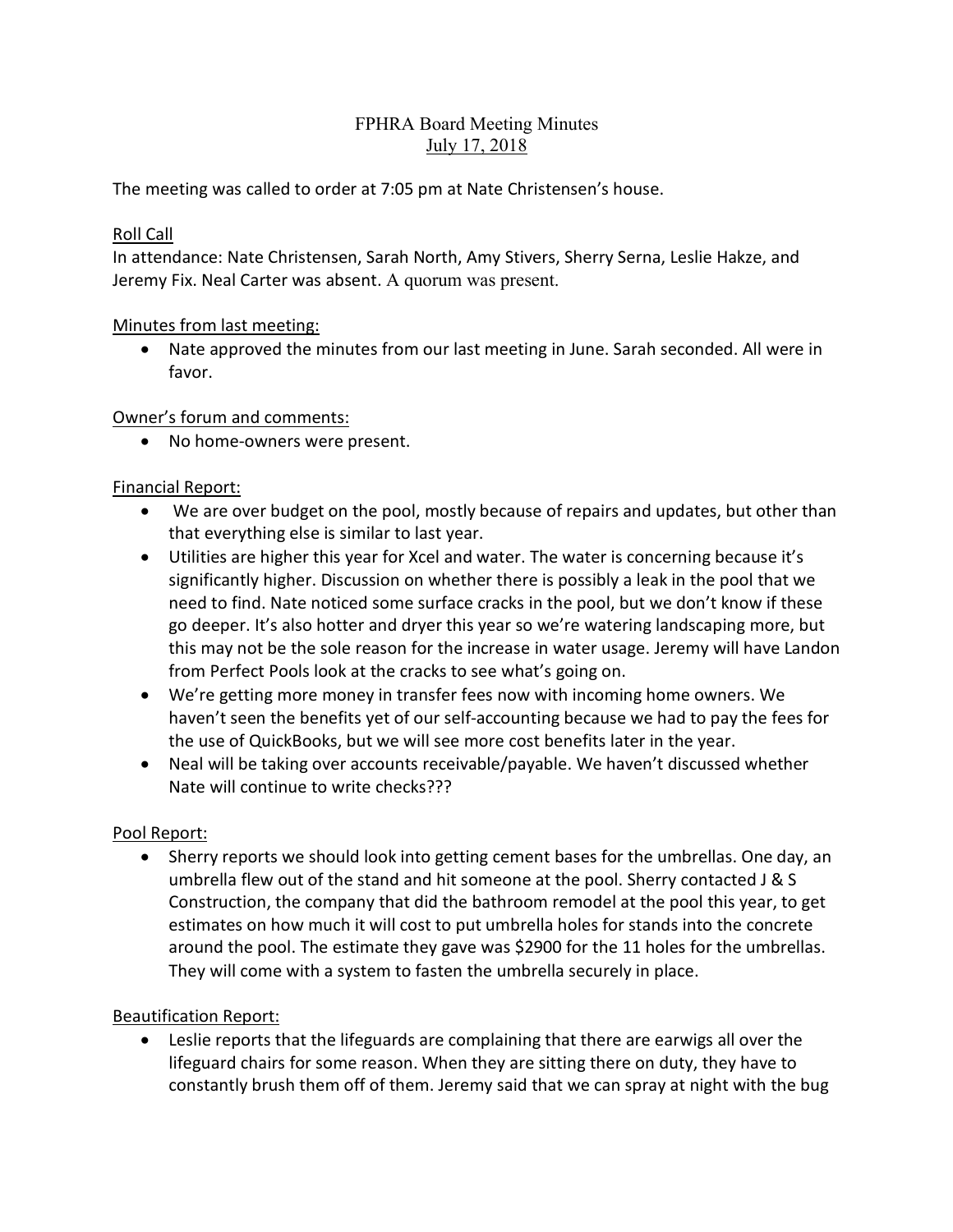# FPHRA Board Meeting Minutes

## July 17, 2018

The meeting was called to order at 7:05 pm at Nate Christensen's house.

### Roll Call

In attendance: Nate Christensen, Sarah North, Amy Stivers, Sherry Serna, Leslie Hakze, and Jeremy Fix. Neal Carter was absent. A quorum was present.

### Minutes from last meeting:

- Nate approved the minutes from our last meeting in June. Sarah seconded. All were in favor.

### Owner's forum and comments:

- No home-owners were present.

### Financial Report:

- We are over budget on the pool, mostly because of repairs and updates, but other than that everything else is similar to last year.
- Utilities are higher this year for Xcel and water. The water is concerning because it's significantly higher. Discussion on whether there is possibly a leak in the pool that we need to find. Nate noticed some surface cracks in the pool, but we don't know if these go deeper. It's also hotter and dryer this year so we're watering landscaping more, but this may not be the sole reason for the increase in water usage. Jeremy will have Landon from Perfect Pools look at the cracks to see what's going on.
- We're getting more money in transfer fees now with incoming home owners. We haven't seen the benefits yet of our self-accounting because we had to pay the fees for the use of QuickBooks, but we will see more cost benefits later in the year.
- Neal will be taking over accounts receivable/payable. We haven't discussed whether Nate will continue to write checks???

### Pool Report:

- Sherry reports we should look into getting cement bases for the umbrellas. One day, an umbrella flew out of the stand and hit someone at the pool. Sherry contacted J & S Construction, the company that did the bathroom remodel at the pool this year, to get estimates on how much it will cost to put umbrella holes for stands into the concrete around the pool. The estimate they gave was $2900 for the 11 holes for the umbrellas. They will come with a system to fasten the umbrella securely in place.

### Beautification Report:

- Leslie reports that the lifeguards are complaining that there are earwigs all over the lifeguard chairs for some reason. When they are sitting there on duty, they have to constantly brush them off of them. Jeremy said that we can spray at night with the bug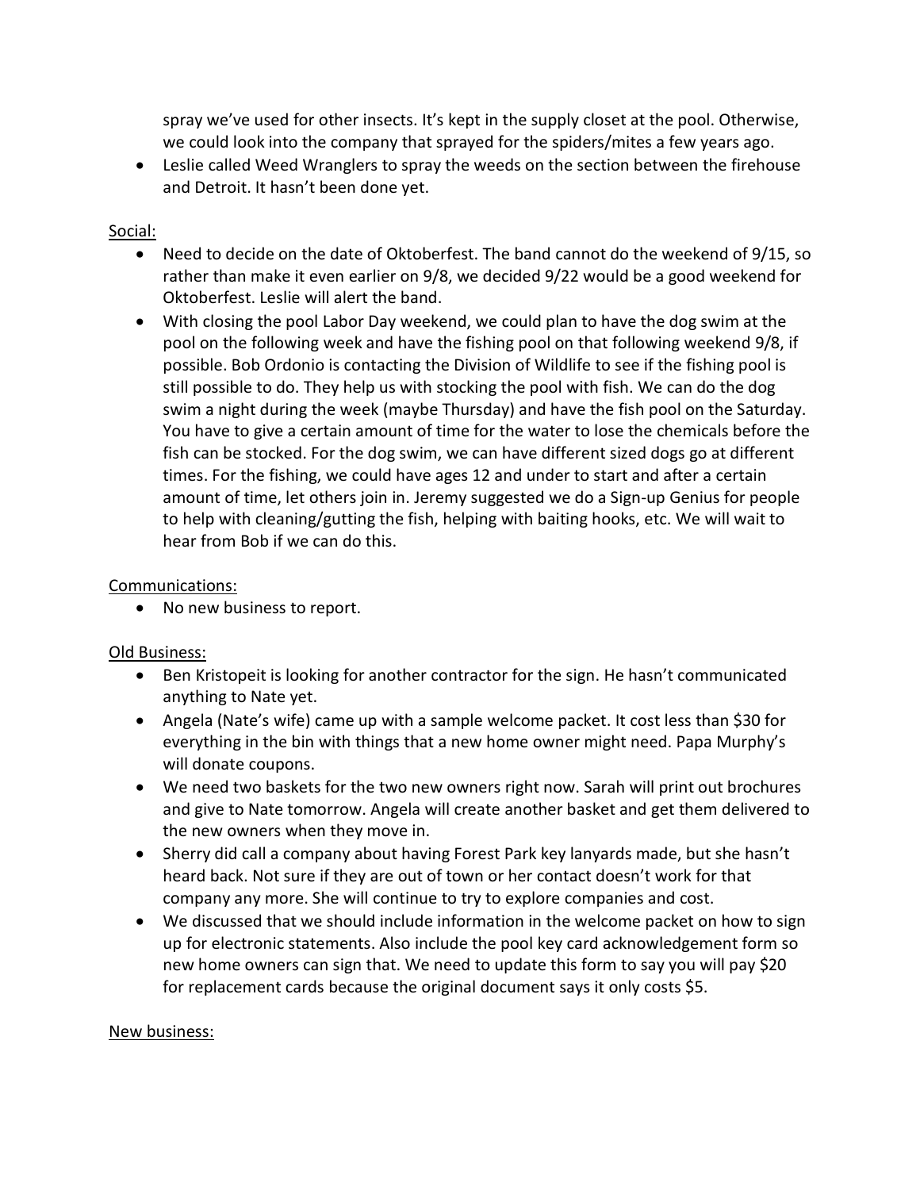spray we've used for other insects. It's kept in the supply closet at the pool. Otherwise, we could look into the company that sprayed for the spiders/mites a few years ago.

- Leslie called Weed Wranglers to spray the weeds on the section between the firehouse and Detroit. It hasn't been done yet.

Social:

- Need to decide on the date of Oktoberfest. The band cannot do the weekend of 9/15, so rather than make it even earlier on 9/8, we decided 9/22 would be a good weekend for Oktoberfest. Leslie will alert the band.
- With closing the pool Labor Day weekend, we could plan to have the dog swim at the pool on the following week and have the fishing pool on that following weekend 9/8, if possible. Bob Ordonio is contacting the Division of Wildlife to see if the fishing pool is still possible to do. They help us with stocking the pool with fish. We can do the dog swim a night during the week (maybe Thursday) and have the fish pool on the Saturday. You have to give a certain amount of time for the water to lose the chemicals before the fish can be stocked. For the dog swim, we can have different sized dogs go at different times. For the fishing, we could have ages 12 and under to start and after a certain amount of time, let others join in. Jeremy suggested we do a Sign-up Genius for people to help with cleaning/gutting the fish, helping with baiting hooks, etc. We will wait to hear from Bob if we can do this.

Communications:

- No new business to report.

Old Business:

- Ben Kristopeit is looking for another contractor for the sign. He hasn't communicated anything to Nate yet.
- Angela (Nate's wife) came up with a sample welcome packet. It cost less than $30 for everything in the bin with things that a new home owner might need. Papa Murphy's will donate coupons.
- We need two baskets for the two new owners right now. Sarah will print out brochures and give to Nate tomorrow. Angela will create another basket and get them delivered to the new owners when they move in.
- Sherry did call a company about having Forest Park key lanyards made, but she hasn't heard back. Not sure if they are out of town or her contact doesn't work for that company any more. She will continue to try to explore companies and cost.
- We discussed that we should include information in the welcome packet on how to sign up for electronic statements. Also include the pool key card acknowledgement form so new home owners can sign that. We need to update this form to say you will pay $20 for replacement cards because the original document says it only costs $5.

New business: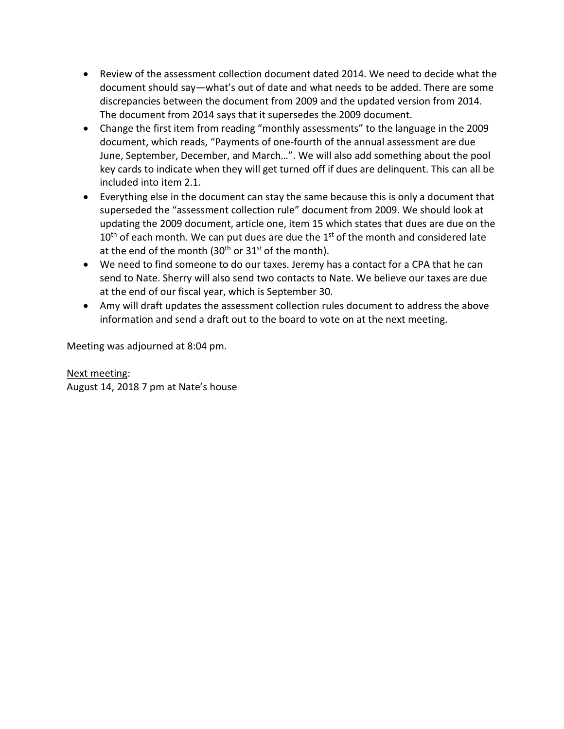- Review of the assessment collection document dated 2014. We need to decide what the document should say—what's out of date and what needs to be added. There are some discrepancies between the document from 2009 and the updated version from 2014. The document from 2014 says that it supersedes the 2009 document.
- Change the first item from reading "monthly assessments" to the language in the 2009 document, which reads, "Payments of one-fourth of the annual assessment are due June, September, December, and March…". We will also add something about the pool key cards to indicate when they will get turned off if dues are delinquent. This can all be included into item 2.1.
- Everything else in the document can stay the same because this is only a document that superseded the "assessment collection rule" document from 2009. We should look at updating the 2009 document, article one, item 15 which states that dues are due on the 10th of each month. We can put dues are due the 1st of the month and considered late at the end of the month (30th or 31st of the month).
- We need to find someone to do our taxes. Jeremy has a contact for a CPA that he can send to Nate. Sherry will also send two contacts to Nate. We believe our taxes are due at the end of our fiscal year, which is September 30.
- Amy will draft updates the assessment collection rules document to address the above information and send a draft out to the board to vote on at the next meeting.

Meeting was adjourned at 8:04 pm.

Next meeting:
August 14, 2018 7 pm at Nate's house